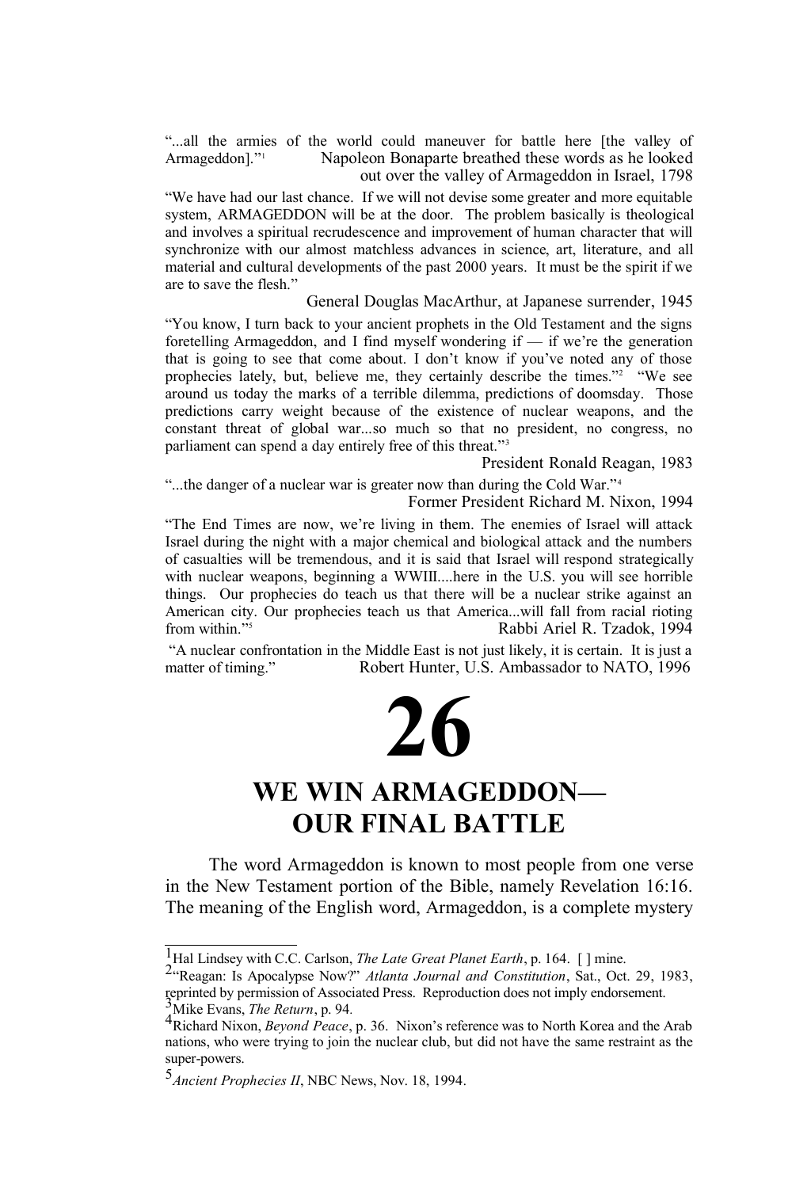"...all the armies of the world could maneuver for battle here [the valley of Armageddon]."[1]

Napoleon Bonaparte breathed these words as he looked out over the valley of Armageddon in Israel, 1798

"We have had our last chance. If we will not devise some greater and more equitable system, ARMAGEDDON will be at the door. The problem basically is theological and involves a spiritual recrudescence and improvement of human character that will synchronize with our almost matchless advances in science, art, literature, and all material and cultural developments of the past 2000 years. It must be the spirit if we are to save the flesh."

General Douglas MacArthur, at Japanese surrender, 1945

"You know, I turn back to your ancient prophets in the Old Testament and the signs foretelling Armageddon, and I find myself wondering if — if we're the generation that is going to see that come about. I don't know if you've noted any of those prophecies lately, but, believe me, they certainly describe the times."[2] "We see around us today the marks of a terrible dilemma, predictions of doomsday. Those predictions carry weight because of the existence of nuclear weapons, and the constant threat of global war...so much so that no president, no congress, no parliament can spend a day entirely free of this threat."[3]

President Ronald Reagan, 1983

"...the danger of a nuclear war is greater now than during the Cold War."[4]

Former President Richard M. Nixon, 1994

"The End Times are now, we're living in them. The enemies of Israel will attack Israel during the night with a major chemical and biological attack and the numbers of casualties will be tremendous, and it is said that Israel will respond strategically with nuclear weapons, beginning a WWIII....here in the U.S. you will see horrible things. Our prophecies do teach us that there will be a nuclear strike against an American city. Our prophecies teach us that America...will fall from racial rioting from within."[5]

Rabbi Ariel R. Tzadok, 1994

"A nuclear confrontation in the Middle East is not just likely, it is certain. It is just a matter of timing."

Robert Hunter, U.S. Ambassador to NATO, 1996

# 26

# WE WIN ARMAGEDDON— OUR FINAL BATTLE

The word Armageddon is known to most people from one verse in the New Testament portion of the Bible, namely Revelation 16:16. The meaning of the English word, Armageddon, is a complete mystery

---

[1] Hal Lindsey with C.C. Carlson, *The Late Great Planet Earth*, p. 164. [ ] mine.

[2] "Reagan: Is Apocalypse Now?" *Atlanta Journal and Constitution*, Sat., Oct. 29, 1983, reprinted by permission of Associated Press. Reproduction does not imply endorsement.

[3] Mike Evans, *The Return*, p. 94.

[4] Richard Nixon, *Beyond Peace*, p. 36. Nixon's reference was to North Korea and the Arab nations, who were trying to join the nuclear club, but did not have the same restraint as the super-powers.

[5] *Ancient Prophecies II*, NBC News, Nov. 18, 1994.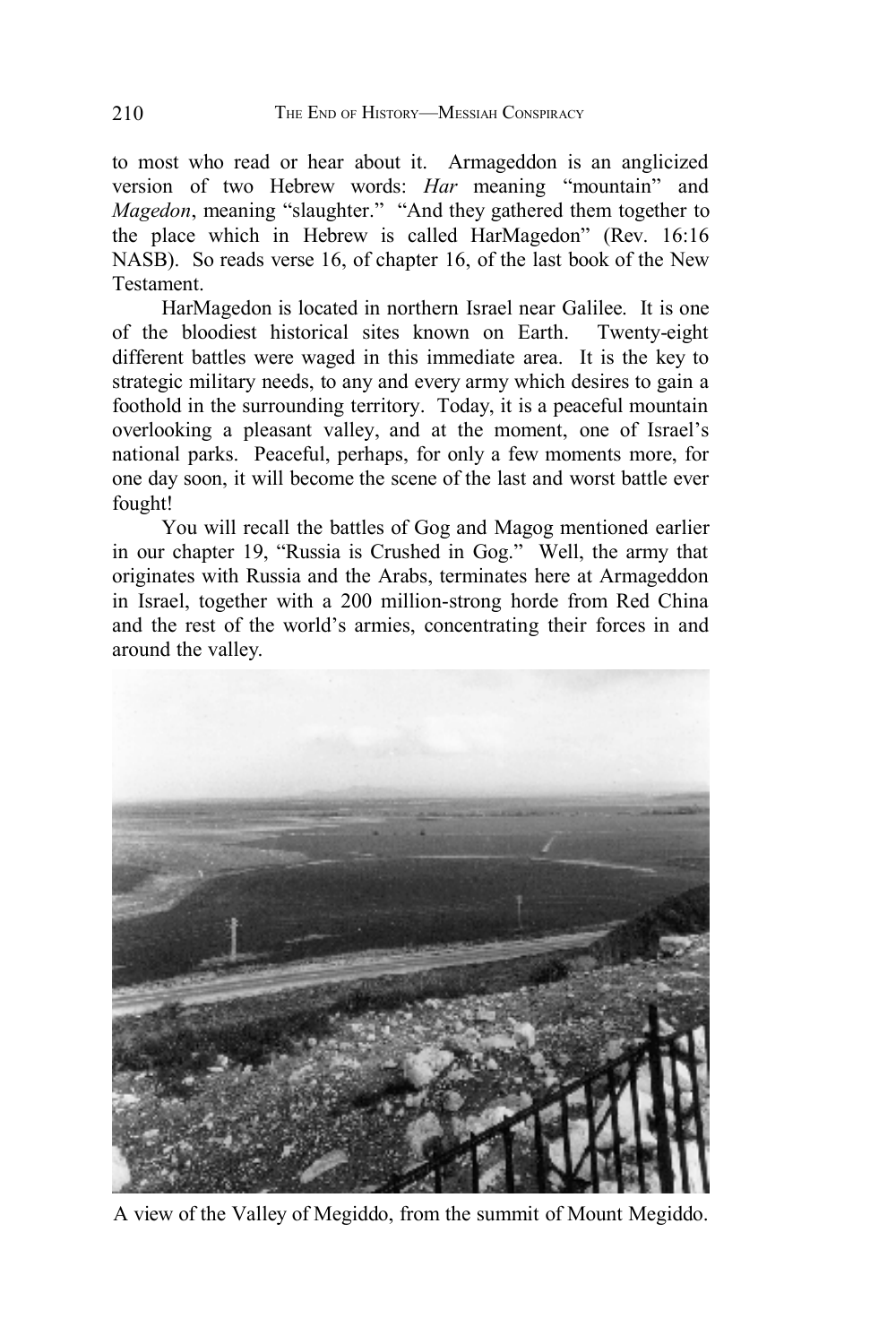to most who read or hear about it. Armageddon is an anglicized version of two Hebrew words: *Har* meaning "mountain" and *Magedon*, meaning "slaughter." "And they gathered them together to the place which in Hebrew is called HarMagedon" (Rev. 16:16 NASB). So reads verse 16, of chapter 16, of the last book of the New Testament.

HarMagedon is located in northern Israel near Galilee. It is one of the bloodiest historical sites known on Earth. Twenty-eight different battles were waged in this immediate area. It is the key to strategic military needs, to any and every army which desires to gain a foothold in the surrounding territory. Today, it is a peaceful mountain overlooking a pleasant valley, and at the moment, one of Israel's national parks. Peaceful, perhaps, for only a few moments more, for one day soon, it will become the scene of the last and worst battle ever fought!

You will recall the battles of Gog and Magog mentioned earlier in our chapter 19, "Russia is Crushed in Gog." Well, the army that originates with Russia and the Arabs, terminates here at Armageddon in Israel, together with a 200 million-strong horde from Red China and the rest of the world's armies, concentrating their forces in and around the valley.

A view of the Valley of Megiddo, from the summit of Mount Megiddo.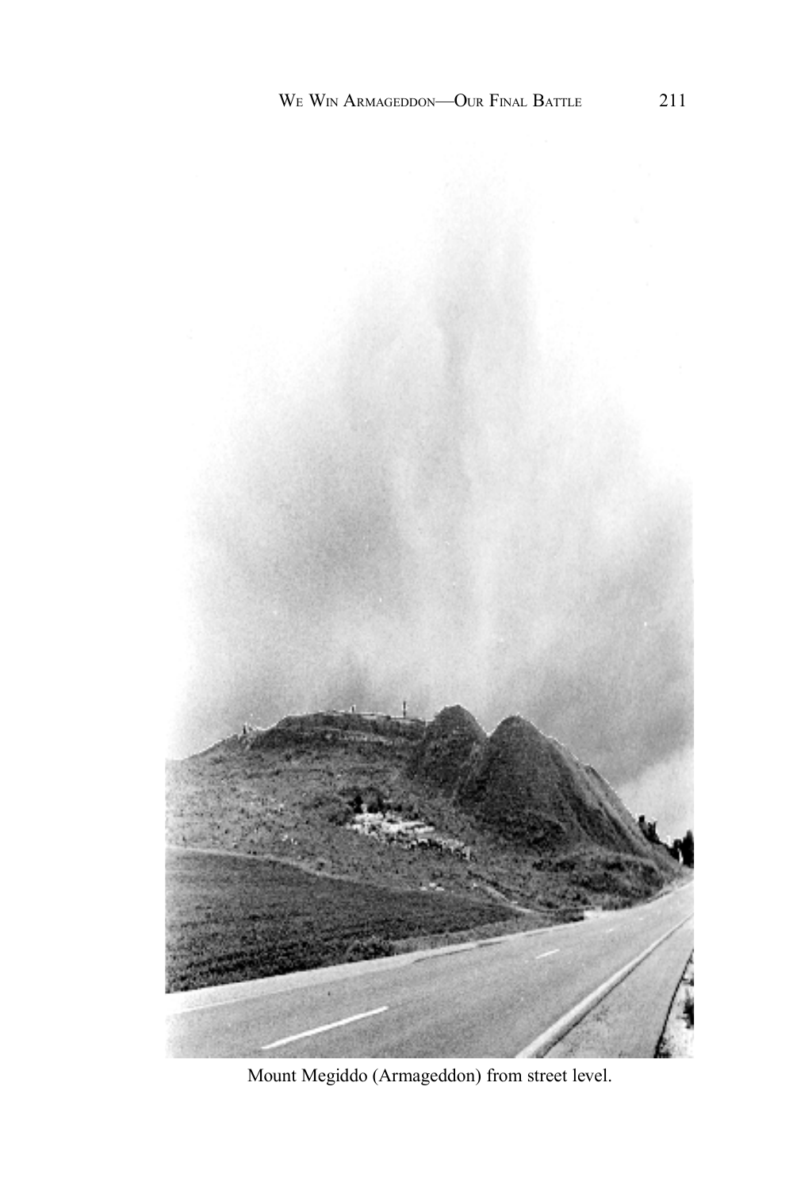Mount Megiddo (Armageddon) from street level.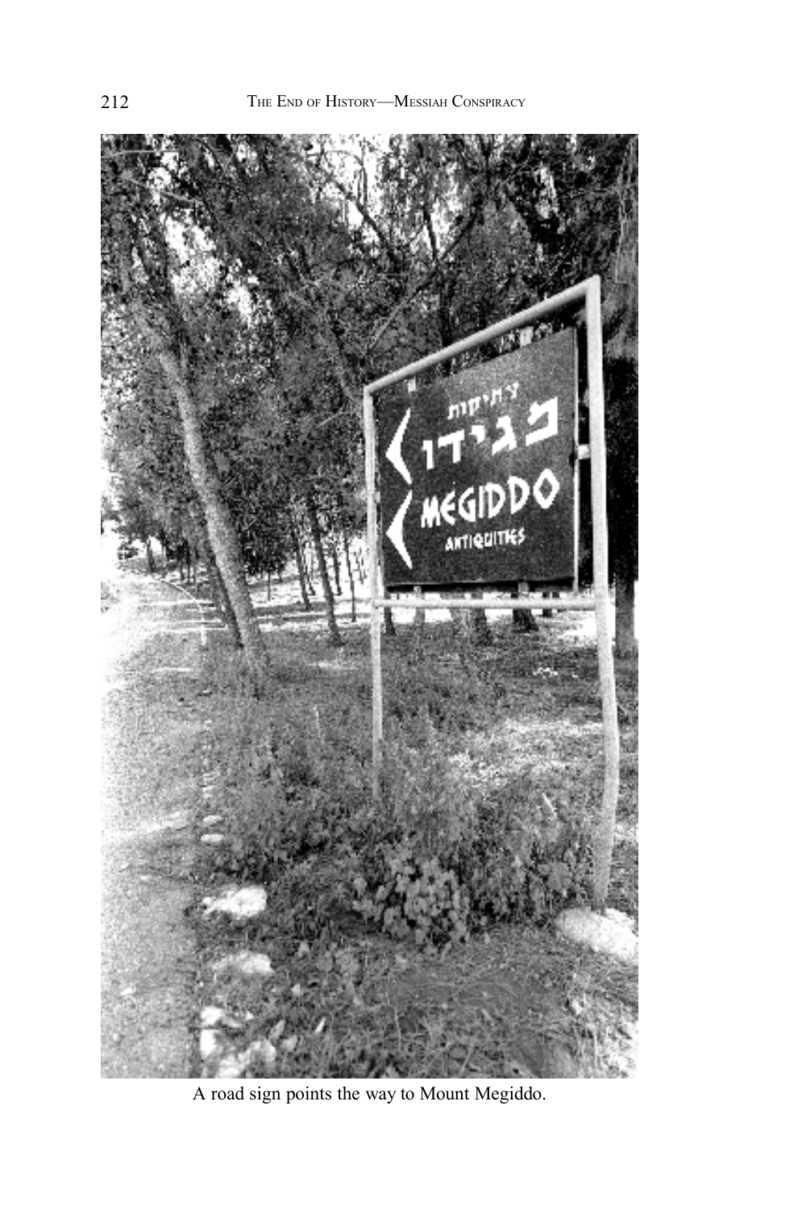A road sign points the way to Mount Megiddo.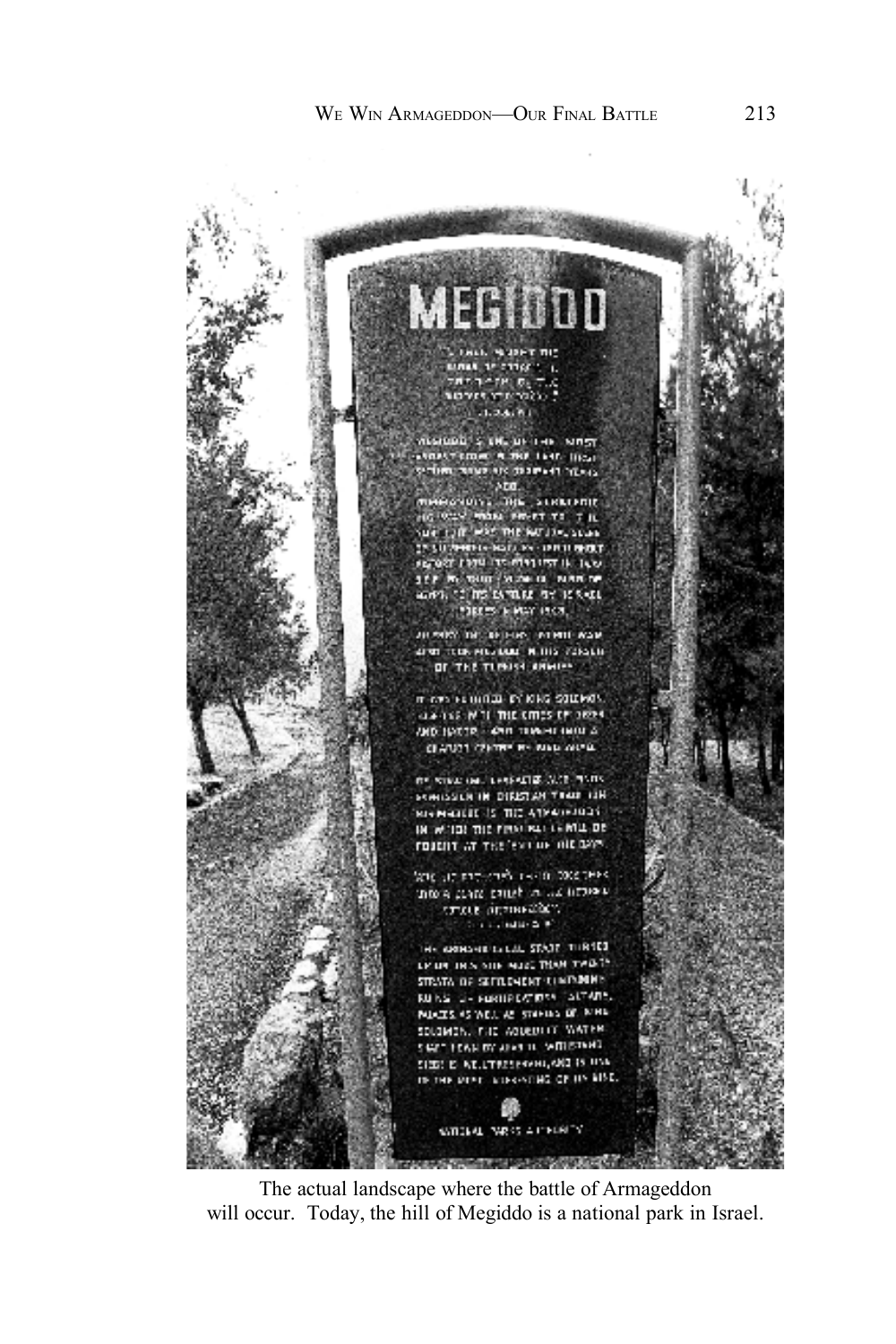The actual landscape where the battle of Armageddon will occur. Today, the hill of Megiddo is a national park in Israel.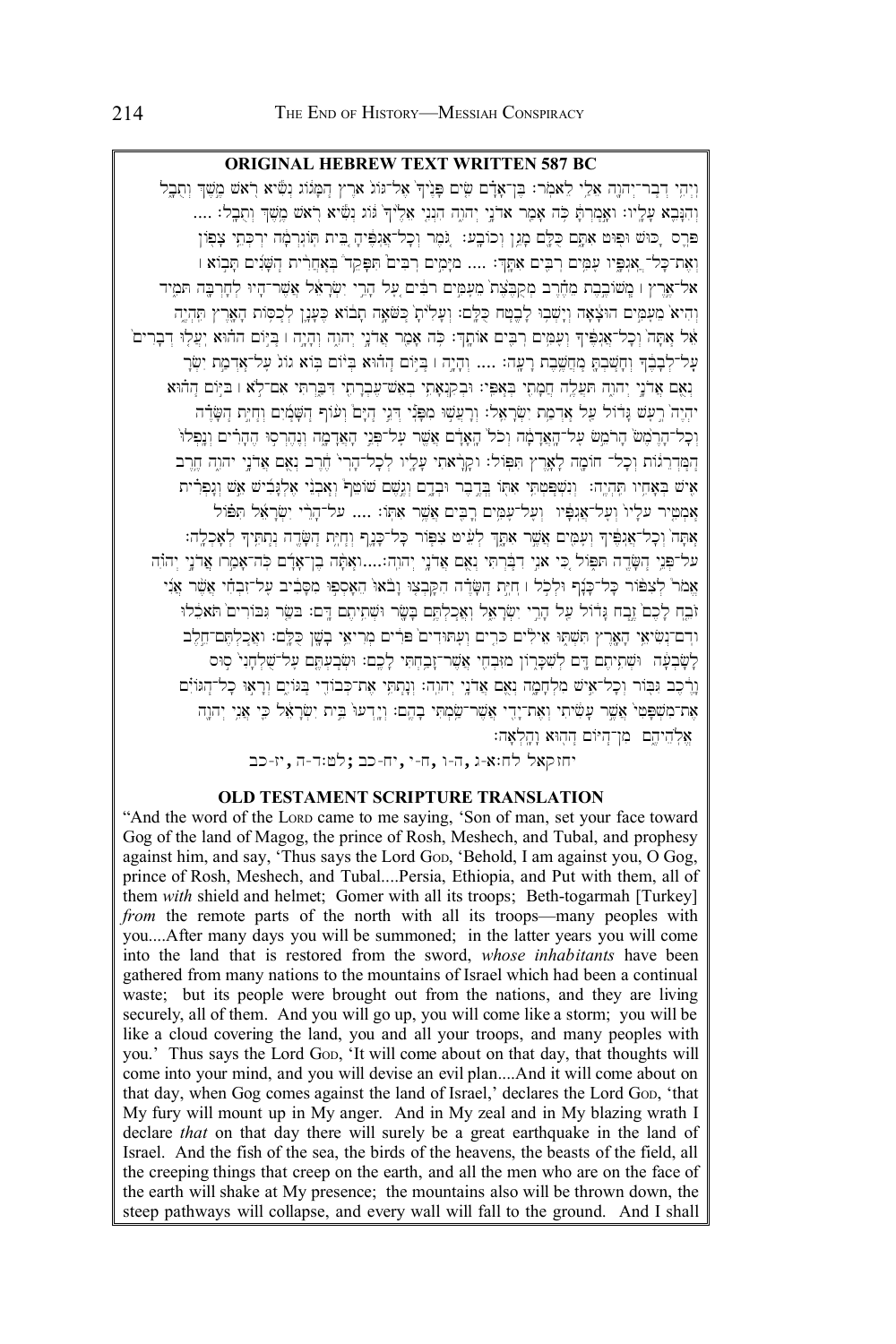## ORIGINAL HEBREW TEXT WRITTEN 587 BC

וַיְהִי דְבַר־יְהוָה אֵלַי לֵאמֹר׃ בֶּן־אָדָם שִׂים פָּנֶיךָ אֶל־גּוֹג אֶרֶץ הַמָּגוֹג נְשִׂיא רֹאשׁ מֶשֶׁךְ וְתֻבָל וְהִנָּבֵא עָלָיו׃ וְאָמַרְתָּ כֹּה אָמַר אֲדֹנָי יְהוִה הִנְנִי אֵלֶיךָ גּוֹג נְשִׂיא רֹאשׁ מֶשֶׁךְ וְתֻבָל׃ .... פָּרַס כּוּשׁ וּפוּט אִתָּם כֻּלָּם מָגֵן וְכוֹבָע׃ גֹּמֶר וְכָל־אֲגַפֶּיהָ בֵּית תּוֹגַרְמָה יַרְכְּתֵי צָפוֹן וְאֶת־כָּל־אֲגַפָּיו עַמִּים רַבִּים אִתָּךְ׃ .... מִיָּמִים רַבִּים תִּפָּקֵד בְּאַחֲרִית הַשָּׁנִים תָּבוֹא ׀ אֶל־אֶרֶץ ׀ מְשׁוֹבֶבֶת מֵחֶרֶב מְקֻבֶּצֶת מֵעַמִּים רַבִּים עַל הָרֵי יִשְׂרָאֵל אֲשֶׁר־הָיוּ לְחָרְבָּה תָּמִיד וְהִיא מֵעַמִּים הוּצָאָה וְיָשְׁבוּ לָבֶטַח כֻּלָּם׃ וְעָלִיתָ כַּשֹּׁאָה תָבוֹא כֶּעָנָן לְכַסּוֹת הָאָרֶץ תִּהְיֶה אַתָּה וְכָל־אֲגַפֶּיךָ וְעַמִּים רַבִּים אוֹתָךְ׃ כֹּה אָמַר אֲדֹנָי יְהוִה וְהָיָה ׀ בַּיּוֹם הַהוּא יַעֲלוּ דְבָרִים עַל־לְבָבֶךָ וְחָשַׁבְתָּ מַחֲשֶׁבֶת רָעָה׃ .... וְהָיָה ׀ בַּיּוֹם הַהוּא בְּיוֹם בּוֹא גוֹג עַל־אַדְמַת יִשְׂרָאֵל נְאֻם אֲדֹנָי יְהוִה תַּעֲלֶה חֲמָתִי בְּאַפִּי׃ וּבְקִנְאָתִי בְאֵשׁ־עֶבְרָתִי דִּבַּרְתִּי אִם־לֹא ׀ בַּיּוֹם הַהוּא יִהְיֶה רַעַשׁ גָּדוֹל עַל אַדְמַת יִשְׂרָאֵל׃ וְרָעֲשׁוּ מִפָּנַי דְּגֵי הַיָּם וְעוֹף הַשָּׁמַיִם וְחַיַּת הַשָּׂדֶה וְכָל־הָרֶמֶשׂ הָרֹמֵשׂ עַל־הָאֲדָמָה וְכֹל הָאָדָם אֲשֶׁר עַל־פְּנֵי הָאֲדָמָה וְנֶהֶרְסוּ הֶהָרִים וְנָפְלוּ הַמַּדְרֵגוֹת וְכָל־חוֹמָה לָאָרֶץ תִּפּוֹל׃ וְקָרָאתִי עָלָיו לְכָל־הָרַי חֶרֶב נְאֻם אֲדֹנָי יְהוִה חֶרֶב אִישׁ בְּאָחִיו תִּהְיֶה׃ וְנִשְׁפַּטְתִּי אִתּוֹ בְּדֶבֶר וּבְדָם וְגֶשֶׁם שׁוֹטֵף וְאַבְנֵי אֶלְגָּבִישׁ אֵשׁ וְגָפְרִית אַמְטִיר עָלָיו וְעַל־אֲגַפָּיו וְעַל־עַמִּים רַבִּים אֲשֶׁר אִתּוֹ׃ .... עַל־הָרֵי יִשְׂרָאֵל תִּפּוֹל אַתָּה וְכָל־אֲגַפֶּיךָ וְעַמִּים אֲשֶׁר אִתָּךְ לְעֵיט צִפּוֹר כָּל־כָּנָף וְחַיַּת הַשָּׂדֶה נְתַתִּיךָ לְאָכְלָה׃ עַל־פְּנֵי הַשָּׂדֶה תִּפּוֹל כִּי אֲנִי דִבַּרְתִּי נְאֻם אֲדֹנָי יְהוִה׃....וְאַתָּה בֶן־אָדָם כֹּה־אָמַר ׀ אֲדֹנָי יְהוִה אֱמֹר לְצִפּוֹר כָּל־כָּנָף וּלְכֹל ׀ חַיַּת הַשָּׂדֶה הִקָּבְצוּ וָבֹאוּ הֵאָסְפוּ מִסָּבִיב עַל־זִבְחִי אֲשֶׁר אֲנִי זֹבֵחַ לָכֶם זֶבַח גָּדוֹל עַל הָרֵי יִשְׂרָאֵל וַאֲכַלְתֶּם בָּשָׂר וּשְׁתִיתֶם דָּם׃ בְּשַׂר גִּבּוֹרִים תֹּאכֵלוּ וְדַם־נְשִׂיאֵי הָאָרֶץ תִּשְׁתּוּ אֵילִים כָּרִים וְעַתּוּדִים פָּרִים מְרִיאֵי בָשָׁן כֻּלָּם׃ וַאֲכַלְתֶּם־חֵלֶב לְשָׂבְעָה וּשְׁתִיתֶם דָּם לְשִׁכָּרוֹן מִזִּבְחִי אֲשֶׁר־זָבַחְתִּי לָכֶם׃ וּשְׂבַעְתֶּם עַל־שֻׁלְחָנִי סוּס וָרֶכֶב גִּבּוֹר וְכָל־אִישׁ מִלְחָמָה נְאֻם אֲדֹנָי יְהוִה׃ וְנָתַתִּי אֶת־כְּבוֹדִי בַּגּוֹיִם וְרָאוּ כָל־הַגּוֹיִם אֶת־מִשְׁפָּטִי אֲשֶׁר עָשִׂיתִי וְאֶת־יָדִי אֲשֶׁר־שַׂמְתִּי בָהֶם׃ וְיָדְעוּ בֵּית יִשְׂרָאֵל כִּי אֲנִי יְהוָה אֱלֹהֵיהֶם מִן־הַיּוֹם הַהוּא וָהָלְאָה׃

יחזקאל לח:א-ג, ה-ו, ח-י, יח-כב; לט:ד-ה, יז-כב

## OLD TESTAMENT SCRIPTURE TRANSLATION

"And the word of the LORD came to me saying, 'Son of man, set your face toward Gog of the land of Magog, the prince of Rosh, Meshech, and Tubal, and prophesy against him, and say, 'Thus says the Lord GOD, 'Behold, I am against you, O Gog, prince of Rosh, Meshech, and Tubal....Persia, Ethiopia, and Put with them, all of them *with* shield and helmet; Gomer with all its troops; Beth-togarmah [Turkey] *from* the remote parts of the north with all its troops—many peoples with you....After many days you will be summoned; in the latter years you will come into the land that is restored from the sword, *whose inhabitants* have been gathered from many nations to the mountains of Israel which had been a continual waste; but its people were brought out from the nations, and they are living securely, all of them. And you will go up, you will come like a storm; you will be like a cloud covering the land, you and all your troops, and many peoples with you.' Thus says the Lord GOD, 'It will come about on that day, that thoughts will come into your mind, and you will devise an evil plan....And it will come about on that day, when Gog comes against the land of Israel,' declares the Lord GOD, 'that My fury will mount up in My anger. And in My zeal and in My blazing wrath I declare *that* on that day there will surely be a great earthquake in the land of Israel. And the fish of the sea, the birds of the heavens, the beasts of the field, all the creeping things that creep on the earth, and all the men who are on the face of the earth will shake at My presence; the mountains also will be thrown down, the steep pathways will collapse, and every wall will fall to the ground. And I shall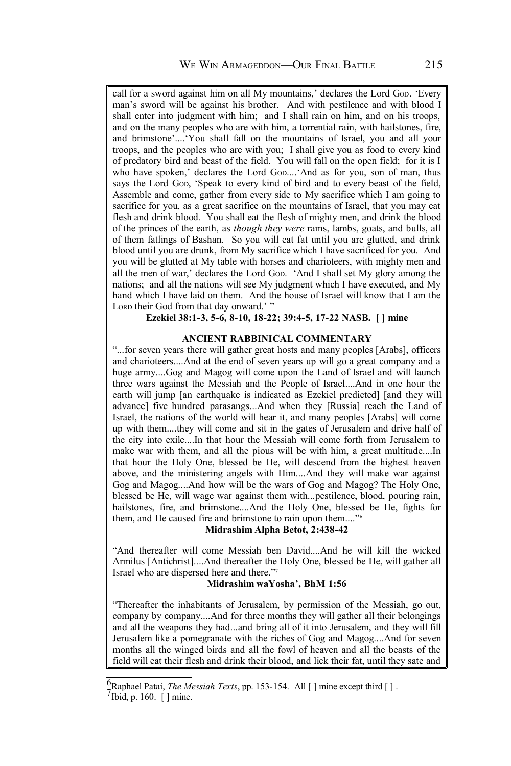call for a sword against him on all My mountains,' declares the Lord God. 'Every man's sword will be against his brother. And with pestilence and with blood I shall enter into judgment with him; and I shall rain on him, and on his troops, and on the many peoples who are with him, a torrential rain, with hailstones, fire, and brimstone'....'You shall fall on the mountains of Israel, you and all your troops, and the peoples who are with you; I shall give you as food to every kind of predatory bird and beast of the field. You will fall on the open field; for it is I who have spoken,' declares the Lord God....'And as for you, son of man, thus says the Lord God, 'Speak to every kind of bird and to every beast of the field, Assemble and come, gather from every side to My sacrifice which I am going to sacrifice for you, as a great sacrifice on the mountains of Israel, that you may eat flesh and drink blood. You shall eat the flesh of mighty men, and drink the blood of the princes of the earth, as *though they were* rams, lambs, goats, and bulls, all of them fatlings of Bashan. So you will eat fat until you are glutted, and drink blood until you are drunk, from My sacrifice which I have sacrificed for you. And you will be glutted at My table with horses and charioteers, with mighty men and all the men of war,' declares the Lord God. 'And I shall set My glory among the nations; and all the nations will see My judgment which I have executed, and My hand which I have laid on them. And the house of Israel will know that I am the Lord their God from that day onward.' "

**Ezekiel 38:1-3, 5-6, 8-10, 18-22; 39:4-5, 17-22 NASB. [ ] mine**

**ANCIENT RABBINICAL COMMENTARY**

"...for seven years there will gather great hosts and many peoples [Arabs], officers and charioteers....And at the end of seven years up will go a great company and a huge army....Gog and Magog will come upon the Land of Israel and will launch three wars against the Messiah and the People of Israel....And in one hour the earth will jump [an earthquake is indicated as Ezekiel predicted] [and they will advance] five hundred parasangs...And when they [Russia] reach the Land of Israel, the nations of the world will hear it, and many peoples [Arabs] will come up with them....they will come and sit in the gates of Jerusalem and drive half of the city into exile....In that hour the Messiah will come forth from Jerusalem to make war with them, and all the pious will be with him, a great multitude....In that hour the Holy One, blessed be He, will descend from the highest heaven above, and the ministering angels with Him....And they will make war against Gog and Magog....And how will be the wars of Gog and Magog? The Holy One, blessed be He, will wage war against them with...pestilence, blood, pouring rain, hailstones, fire, and brimstone....And the Holy One, blessed be He, fights for them, and He caused fire and brimstone to rain upon them...."[6]

**Midrashim Alpha Betot, 2:438-42**

"And thereafter will come Messiah ben David....And he will kill the wicked Armilus [Antichrist]....And thereafter the Holy One, blessed be He, will gather all Israel who are dispersed here and there."[7]

**Midrashim waYosha', BhM 1:56**

"Thereafter the inhabitants of Jerusalem, by permission of the Messiah, go out, company by company....And for three months they will gather all their belongings and all the weapons they had...and bring all of it into Jerusalem, and they will fill Jerusalem like a pomegranate with the riches of Gog and Magog....And for seven months all the winged birds and all the fowl of heaven and all the beasts of the field will eat their flesh and drink their blood, and lick their fat, until they sate and

---

[6] Raphael Patai, *The Messiah Texts*, pp. 153-154. All [ ] mine except third [ ].

[7] Ibid, p. 160. [ ] mine.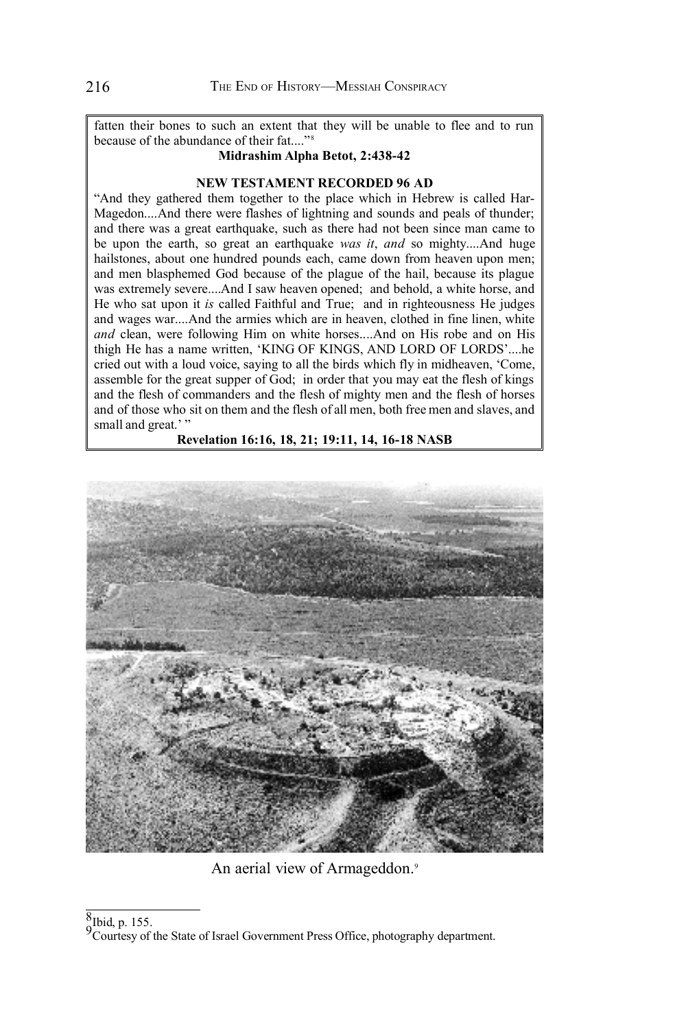fatten their bones to such an extent that they will be unable to flee and to run because of the abundance of their fat...."[8]

**Midrashim Alpha Betot, 2:438-42**

**NEW TESTAMENT RECORDED 96 AD**

"And they gathered them together to the place which in Hebrew is called Har-Magedon....And there were flashes of lightning and sounds and peals of thunder; and there was a great earthquake, such as there had not been since man came to be upon the earth, so great an earthquake *was it*, *and* so mighty....And huge hailstones, about one hundred pounds each, came down from heaven upon men; and men blasphemed God because of the plague of the hail, because its plague was extremely severe....And I saw heaven opened; and behold, a white horse, and He who sat upon it *is* called Faithful and True; and in righteousness He judges and wages war....And the armies which are in heaven, clothed in fine linen, white *and* clean, were following Him on white horses....And on His robe and on His thigh He has a name written, 'KING OF KINGS, AND LORD OF LORDS'....he cried out with a loud voice, saying to all the birds which fly in midheaven, 'Come, assemble for the great supper of God; in order that you may eat the flesh of kings and the flesh of commanders and the flesh of mighty men and the flesh of horses and of those who sit on them and the flesh of all men, both free men and slaves, and small and great.' "

**Revelation 16:16, 18, 21; 19:11, 14, 16-18 NASB**

An aerial view of Armageddon.[9]

---

[8] Ibid, p. 155.

[9] Courtesy of the State of Israel Government Press Office, photography department.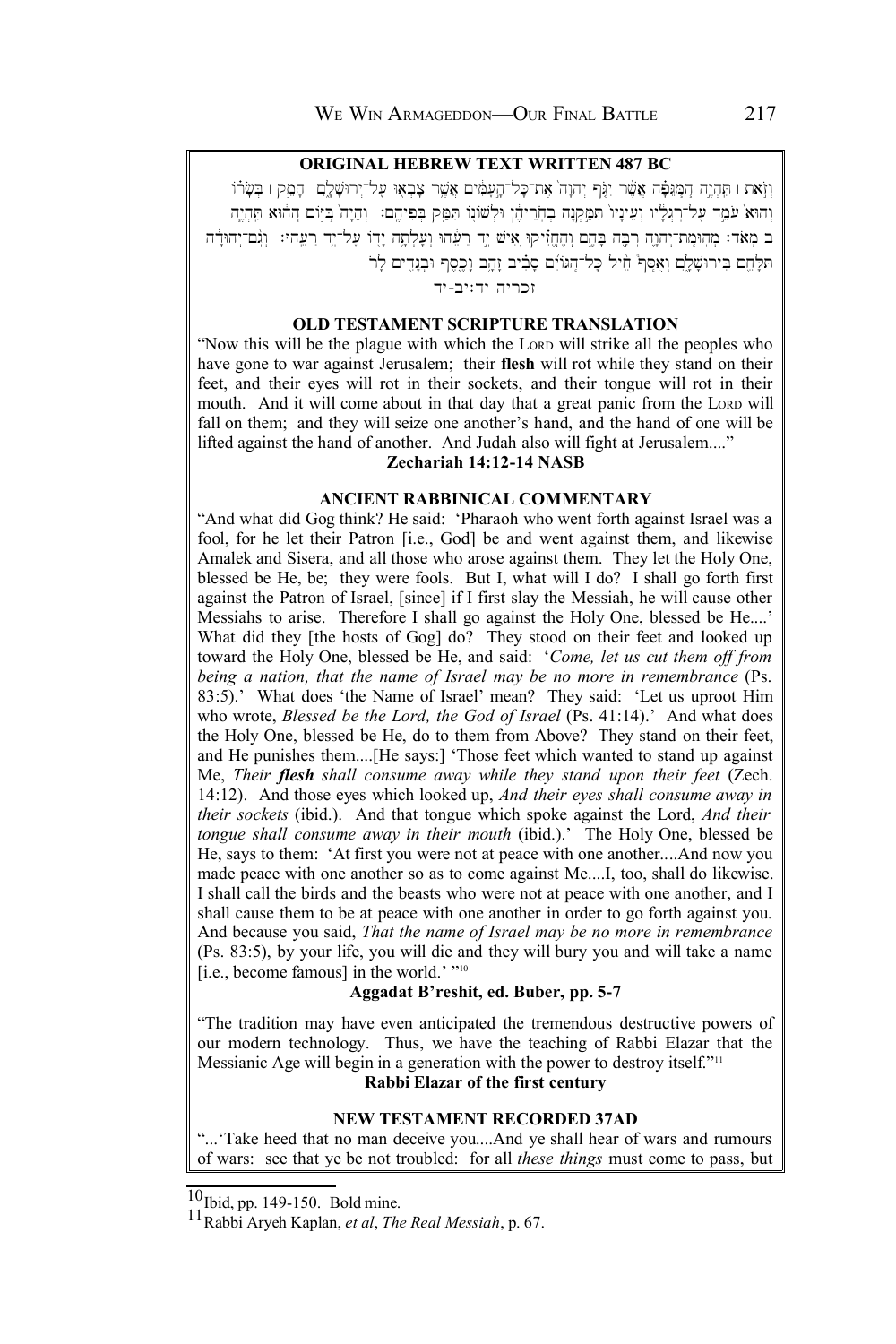**ORIGINAL HEBREW TEXT WRITTEN 487 BC**

וְזֹאת ׀ תִּהְיֶה הַמַּגֵּפָה אֲשֶׁר יִגֹּף יְהוָה אֶת־כָּל־הָעַמִּים אֲשֶׁר צָבְאוּ עַל־יְרוּשָׁלָ͏ִם הָמֵק ׀ בְּשָׂרוֹ וְהוּא עֹמֵד עַל־רַגְלָיו וְעֵינָיו תִּמַּקְנָה בְחֹרֵיהֶן וּלְשׁוֹנוֹ תִּמַּק בְּפִיהֶם׃ וְהָיָה בַּיּוֹם הַהוּא תִּהְיֶה מְהוּמַת־יְהוָה רַבָּה בָּהֶם וְהֶחֱזִיקוּ אִישׁ יַד רֵעֵהוּ וְעָלְתָה יָדוֹ עַל־יַד רֵעֵהוּ׃ וְגַם־יְהוּדָה תִּלָּחֵם בִּירוּשָׁלָ͏ִם וְאֻסַּף חֵיל כָּל־הַגּוֹיִם סָבִיב זָהָב וָכֶסֶף וּבְגָדִים לָרֹב

זכריה יד:יב-יד

**OLD TESTAMENT SCRIPTURE TRANSLATION**

"Now this will be the plague with which the LORD will strike all the peoples who have gone to war against Jerusalem; their **flesh** will rot while they stand on their feet, and their eyes will rot in their sockets, and their tongue will rot in their mouth. And it will come about in that day that a great panic from the LORD will fall on them; and they will seize one another's hand, and the hand of one will be lifted against the hand of another. And Judah also will fight at Jerusalem...."

**Zechariah 14:12-14 NASB**

**ANCIENT RABBINICAL COMMENTARY**

"And what did Gog think? He said: 'Pharaoh who went forth against Israel was a fool, for he let their Patron [i.e., God] be and went against them, and likewise Amalek and Sisera, and all those who arose against them. They let the Holy One, blessed be He, be; they were fools. But I, what will I do? I shall go forth first against the Patron of Israel, [since] if I first slay the Messiah, he will cause other Messiahs to arise. Therefore I shall go against the Holy One, blessed be He....' What did they [the hosts of Gog] do? They stood on their feet and looked up toward the Holy One, blessed be He, and said: '*Come, let us cut them off from being a nation, that the name of Israel may be no more in remembrance* (Ps. 83:5).' What does 'the Name of Israel' mean? They said: 'Let us uproot Him who wrote, *Blessed be the Lord, the God of Israel* (Ps. 41:14).' And what does the Holy One, blessed be He, do to them from Above? They stand on their feet, and He punishes them....[He says:] 'Those feet which wanted to stand up against Me, *Their **flesh** shall consume away while they stand upon their feet* (Zech. 14:12). And those eyes which looked up, *And their eyes shall consume away in their sockets* (ibid.). And that tongue which spoke against the Lord, *And their tongue shall consume away in their mouth* (ibid.).' The Holy One, blessed be He, says to them: 'At first you were not at peace with one another....And now you made peace with one another so as to come against Me....I, too, shall do likewise. I shall call the birds and the beasts who were not at peace with one another, and I shall cause them to be at peace with one another in order to go forth against you. And because you said, *That the name of Israel may be no more in remembrance* (Ps. 83:5), by your life, you will die and they will bury you and will take a name [i.e., become famous] in the world.' "[10]

**Aggadat B'reshit, ed. Buber, pp. 5-7**

"The tradition may have even anticipated the tremendous destructive powers of our modern technology. Thus, we have the teaching of Rabbi Elazar that the Messianic Age will begin in a generation with the power to destroy itself."[11]

**Rabbi Elazar of the first century**

**NEW TESTAMENT RECORDED 37AD**

"...'Take heed that no man deceive you....And ye shall hear of wars and rumours of wars: see that ye be not troubled: for all *these things* must come to pass, but

---

[10] Ibid, pp. 149-150. Bold mine.

[11] Rabbi Aryeh Kaplan, *et al*, *The Real Messiah*, p. 67.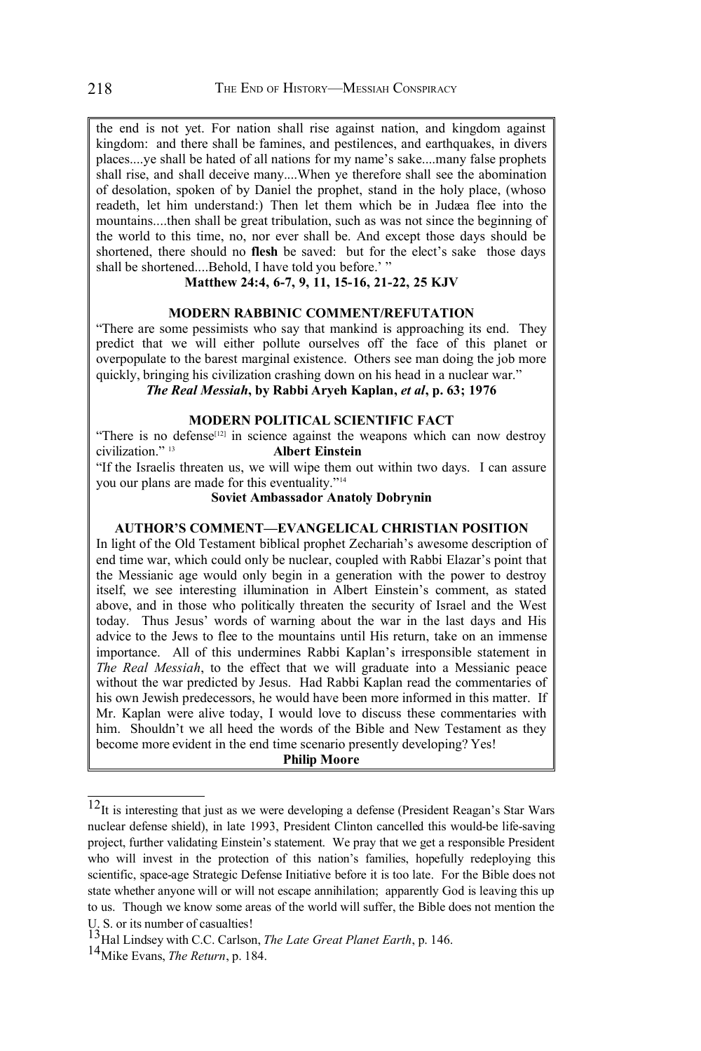the end is not yet. For nation shall rise against nation, and kingdom against kingdom: and there shall be famines, and pestilences, and earthquakes, in divers places....ye shall be hated of all nations for my name's sake....many false prophets shall rise, and shall deceive many....When ye therefore shall see the abomination of desolation, spoken of by Daniel the prophet, stand in the holy place, (whoso readeth, let him understand:) Then let them which be in Judæa flee into the mountains....then shall be great tribulation, such as was not since the beginning of the world to this time, no, nor ever shall be. And except those days should be shortened, there should no **flesh** be saved: but for the elect's sake those days shall be shortened....Behold, I have told you before.' "

**Matthew 24:4, 6-7, 9, 11, 15-16, 21-22, 25 KJV**

### MODERN RABBINIC COMMENT/REFUTATION

"There are some pessimists who say that mankind is approaching its end. They predict that we will either pollute ourselves off the face of this planet or overpopulate to the barest marginal existence. Others see man doing the job more quickly, bringing his civilization crashing down on his head in a nuclear war."

***The Real Messiah*, by Rabbi Aryeh Kaplan, *et al*, p. 63; 1976**

### MODERN POLITICAL SCIENTIFIC FACT

"There is no defense[12] in science against the weapons which can now destroy civilization." [13] **Albert Einstein**

"If the Israelis threaten us, we will wipe them out within two days. I can assure you our plans are made for this eventuality."[14]

**Soviet Ambassador Anatoly Dobrynin**

### AUTHOR'S COMMENT—EVANGELICAL CHRISTIAN POSITION

In light of the Old Testament biblical prophet Zechariah's awesome description of end time war, which could only be nuclear, coupled with Rabbi Elazar's point that the Messianic age would only begin in a generation with the power to destroy itself, we see interesting illumination in Albert Einstein's comment, as stated above, and in those who politically threaten the security of Israel and the West today. Thus Jesus' words of warning about the war in the last days and His advice to the Jews to flee to the mountains until His return, take on an immense importance. All of this undermines Rabbi Kaplan's irresponsible statement in *The Real Messiah*, to the effect that we will graduate into a Messianic peace without the war predicted by Jesus. Had Rabbi Kaplan read the commentaries of his own Jewish predecessors, he would have been more informed in this matter. If Mr. Kaplan were alive today, I would love to discuss these commentaries with him. Shouldn't we all heed the words of the Bible and New Testament as they become more evident in the end time scenario presently developing? Yes!

**Philip Moore**

---

[12] It is interesting that just as we were developing a defense (President Reagan's Star Wars nuclear defense shield), in late 1993, President Clinton cancelled this would-be life-saving project, further validating Einstein's statement. We pray that we get a responsible President who will invest in the protection of this nation's families, hopefully redeploying this scientific, space-age Strategic Defense Initiative before it is too late. For the Bible does not state whether anyone will or will not escape annihilation; apparently God is leaving this up to us. Though we know some areas of the world will suffer, the Bible does not mention the U. S. or its number of casualties!

[13] Hal Lindsey with C.C. Carlson, *The Late Great Planet Earth*, p. 146.

[14] Mike Evans, *The Return*, p. 184.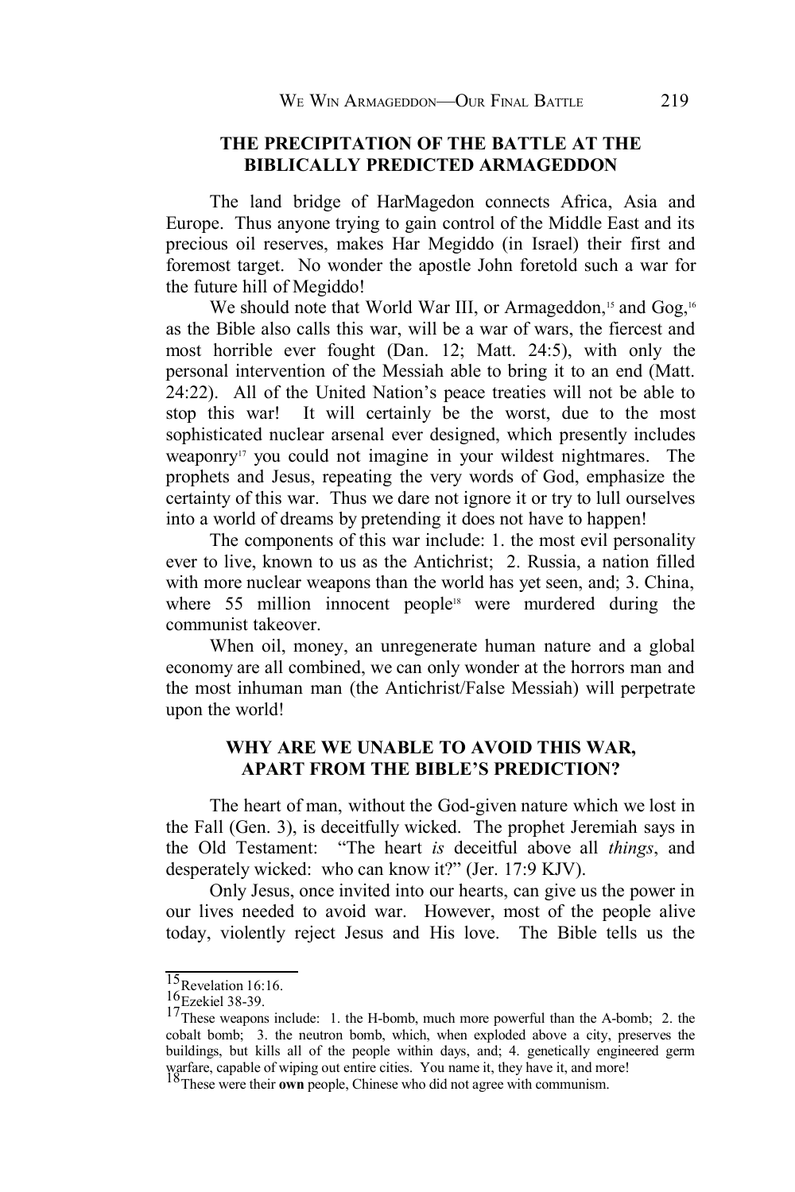## THE PRECIPITATION OF THE BATTLE AT THE BIBLICALLY PREDICTED ARMAGEDDON

The land bridge of HarMagedon connects Africa, Asia and Europe. Thus anyone trying to gain control of the Middle East and its precious oil reserves, makes Har Megiddo (in Israel) their first and foremost target. No wonder the apostle John foretold such a war for the future hill of Megiddo!

We should note that World War III, or Armageddon,[15] and Gog,[16] as the Bible also calls this war, will be a war of wars, the fiercest and most horrible ever fought (Dan. 12; Matt. 24:5), with only the personal intervention of the Messiah able to bring it to an end (Matt. 24:22). All of the United Nation's peace treaties will not be able to stop this war! It will certainly be the worst, due to the most sophisticated nuclear arsenal ever designed, which presently includes weaponry[17] you could not imagine in your wildest nightmares. The prophets and Jesus, repeating the very words of God, emphasize the certainty of this war. Thus we dare not ignore it or try to lull ourselves into a world of dreams by pretending it does not have to happen!

The components of this war include: 1. the most evil personality ever to live, known to us as the Antichrist; 2. Russia, a nation filled with more nuclear weapons than the world has yet seen, and; 3. China, where 55 million innocent people[18] were murdered during the communist takeover.

When oil, money, an unregenerate human nature and a global economy are all combined, we can only wonder at the horrors man and the most inhuman man (the Antichrist/False Messiah) will perpetrate upon the world!

## WHY ARE WE UNABLE TO AVOID THIS WAR, APART FROM THE BIBLE'S PREDICTION?

The heart of man, without the God-given nature which we lost in the Fall (Gen. 3), is deceitfully wicked. The prophet Jeremiah says in the Old Testament: "The heart *is* deceitful above all *things*, and desperately wicked: who can know it?" (Jer. 17:9 KJV).

Only Jesus, once invited into our hearts, can give us the power in our lives needed to avoid war. However, most of the people alive today, violently reject Jesus and His love. The Bible tells us the

---

[15] Revelation 16:16.

[16] Ezekiel 38-39.

[17] These weapons include: 1. the H-bomb, much more powerful than the A-bomb; 2. the cobalt bomb; 3. the neutron bomb, which, when exploded above a city, preserves the buildings, but kills all of the people within days, and; 4. genetically engineered germ warfare, capable of wiping out entire cities. You name it, they have it, and more!

[18] These were their **own** people, Chinese who did not agree with communism.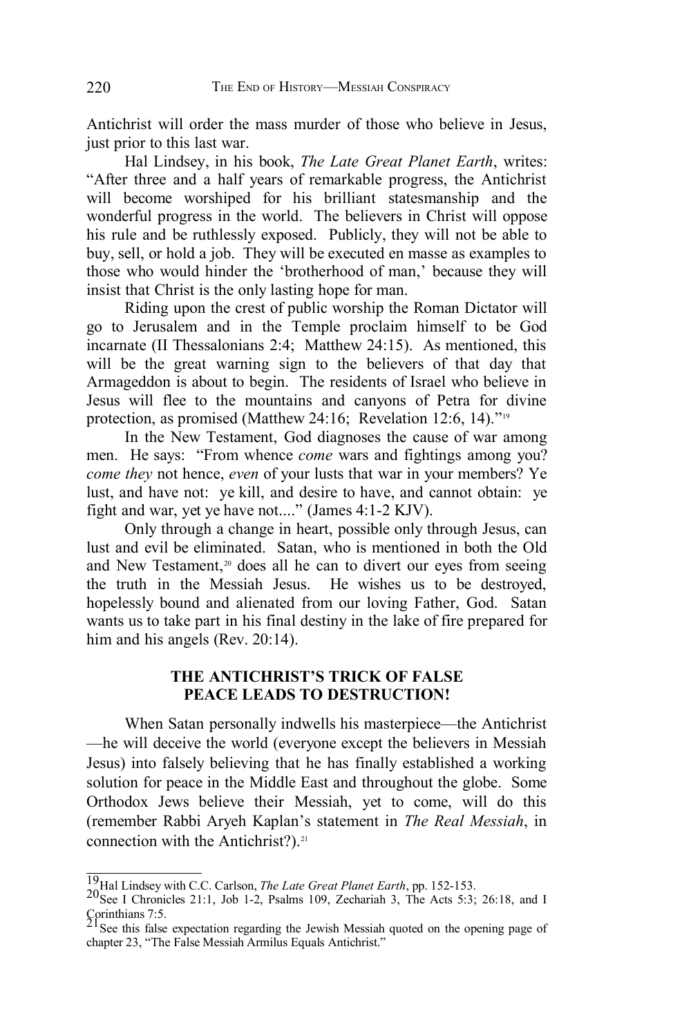Antichrist will order the mass murder of those who believe in Jesus, just prior to this last war.

Hal Lindsey, in his book, *The Late Great Planet Earth*, writes: "After three and a half years of remarkable progress, the Antichrist will become worshiped for his brilliant statesmanship and the wonderful progress in the world. The believers in Christ will oppose his rule and be ruthlessly exposed. Publicly, they will not be able to buy, sell, or hold a job. They will be executed en masse as examples to those who would hinder the 'brotherhood of man,' because they will insist that Christ is the only lasting hope for man.

Riding upon the crest of public worship the Roman Dictator will go to Jerusalem and in the Temple proclaim himself to be God incarnate (II Thessalonians 2:4; Matthew 24:15). As mentioned, this will be the great warning sign to the believers of that day that Armageddon is about to begin. The residents of Israel who believe in Jesus will flee to the mountains and canyons of Petra for divine protection, as promised (Matthew 24:16; Revelation 12:6, 14)."[19]

In the New Testament, God diagnoses the cause of war among men. He says: "From whence *come* wars and fightings among you? *come they* not hence, *even* of your lusts that war in your members? Ye lust, and have not: ye kill, and desire to have, and cannot obtain: ye fight and war, yet ye have not...." (James 4:1-2 KJV).

Only through a change in heart, possible only through Jesus, can lust and evil be eliminated. Satan, who is mentioned in both the Old and New Testament,[20] does all he can to divert our eyes from seeing the truth in the Messiah Jesus. He wishes us to be destroyed, hopelessly bound and alienated from our loving Father, God. Satan wants us to take part in his final destiny in the lake of fire prepared for him and his angels (Rev. 20:14).

## THE ANTICHRIST'S TRICK OF FALSE PEACE LEADS TO DESTRUCTION!

When Satan personally indwells his masterpiece—the Antichrist—he will deceive the world (everyone except the believers in Messiah Jesus) into falsely believing that he has finally established a working solution for peace in the Middle East and throughout the globe. Some Orthodox Jews believe their Messiah, yet to come, will do this (remember Rabbi Aryeh Kaplan's statement in *The Real Messiah*, in connection with the Antichrist?).[21]

---

[19] Hal Lindsey with C.C. Carlson, *The Late Great Planet Earth*, pp. 152-153.

[20] See I Chronicles 21:1, Job 1-2, Psalms 109, Zechariah 3, The Acts 5:3; 26:18, and I Corinthians 7:5.

[21] See this false expectation regarding the Jewish Messiah quoted on the opening page of chapter 23, "The False Messiah Armilus Equals Antichrist."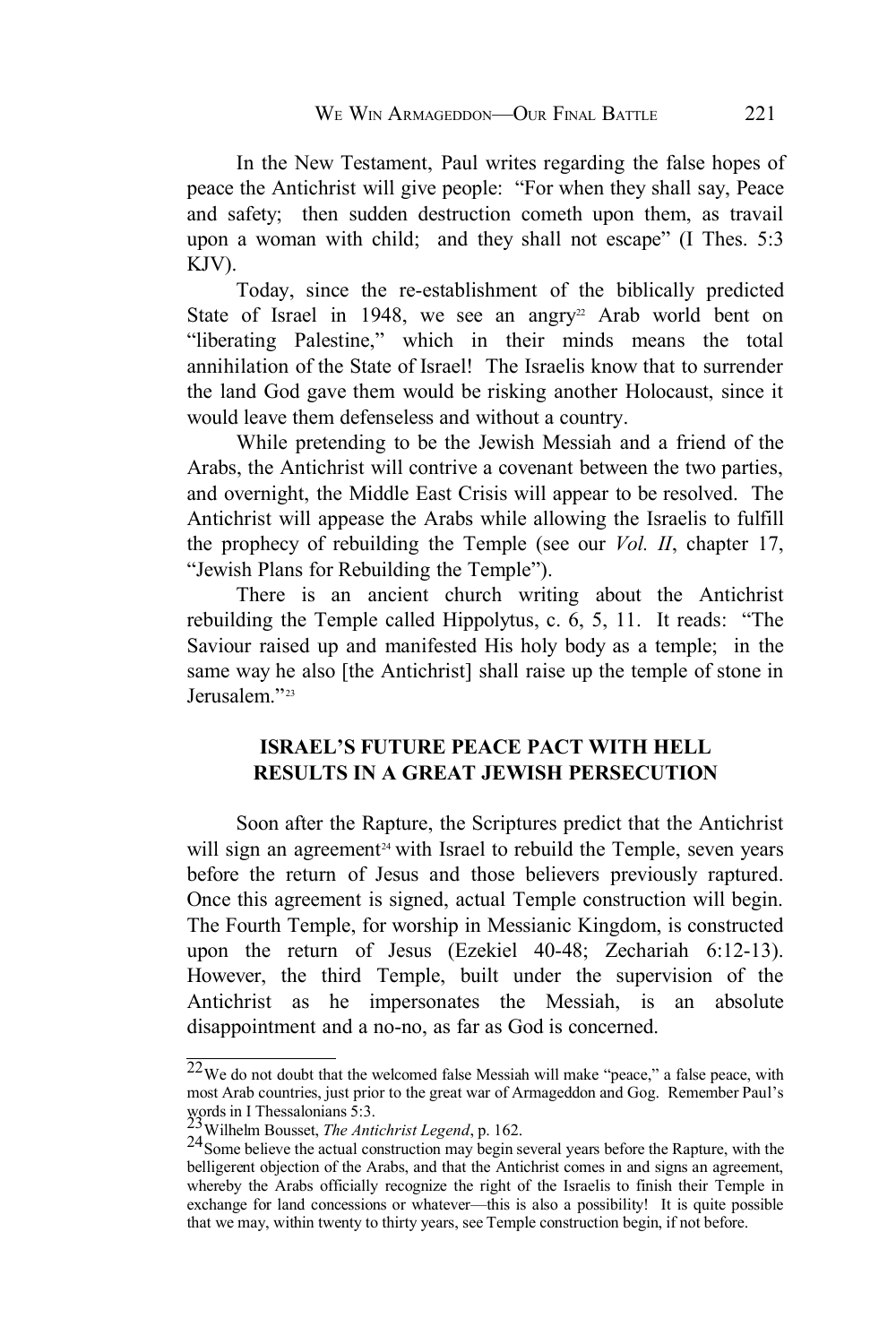In the New Testament, Paul writes regarding the false hopes of peace the Antichrist will give people: "For when they shall say, Peace and safety; then sudden destruction cometh upon them, as travail upon a woman with child; and they shall not escape" (I Thes. 5:3 KJV).

Today, since the re-establishment of the biblically predicted State of Israel in 1948, we see an angry[22] Arab world bent on "liberating Palestine," which in their minds means the total annihilation of the State of Israel! The Israelis know that to surrender the land God gave them would be risking another Holocaust, since it would leave them defenseless and without a country.

While pretending to be the Jewish Messiah and a friend of the Arabs, the Antichrist will contrive a covenant between the two parties, and overnight, the Middle East Crisis will appear to be resolved. The Antichrist will appease the Arabs while allowing the Israelis to fulfill the prophecy of rebuilding the Temple (see our *Vol. II*, chapter 17, "Jewish Plans for Rebuilding the Temple").

There is an ancient church writing about the Antichrist rebuilding the Temple called Hippolytus, c. 6, 5, 11. It reads: "The Saviour raised up and manifested His holy body as a temple; in the same way he also [the Antichrist] shall raise up the temple of stone in Jerusalem."[23]

## ISRAEL'S FUTURE PEACE PACT WITH HELL RESULTS IN A GREAT JEWISH PERSECUTION

Soon after the Rapture, the Scriptures predict that the Antichrist will sign an agreement[24] with Israel to rebuild the Temple, seven years before the return of Jesus and those believers previously raptured. Once this agreement is signed, actual Temple construction will begin. The Fourth Temple, for worship in Messianic Kingdom, is constructed upon the return of Jesus (Ezekiel 40-48; Zechariah 6:12-13). However, the third Temple, built under the supervision of the Antichrist as he impersonates the Messiah, is an absolute disappointment and a no-no, as far as God is concerned.

---

[22] We do not doubt that the welcomed false Messiah will make "peace," a false peace, with most Arab countries, just prior to the great war of Armageddon and Gog. Remember Paul's words in I Thessalonians 5:3.

[23] Wilhelm Bousset, *The Antichrist Legend*, p. 162.

[24] Some believe the actual construction may begin several years before the Rapture, with the belligerent objection of the Arabs, and that the Antichrist comes in and signs an agreement, whereby the Arabs officially recognize the right of the Israelis to finish their Temple in exchange for land concessions or whatever—this is also a possibility! It is quite possible that we may, within twenty to thirty years, see Temple construction begin, if not before.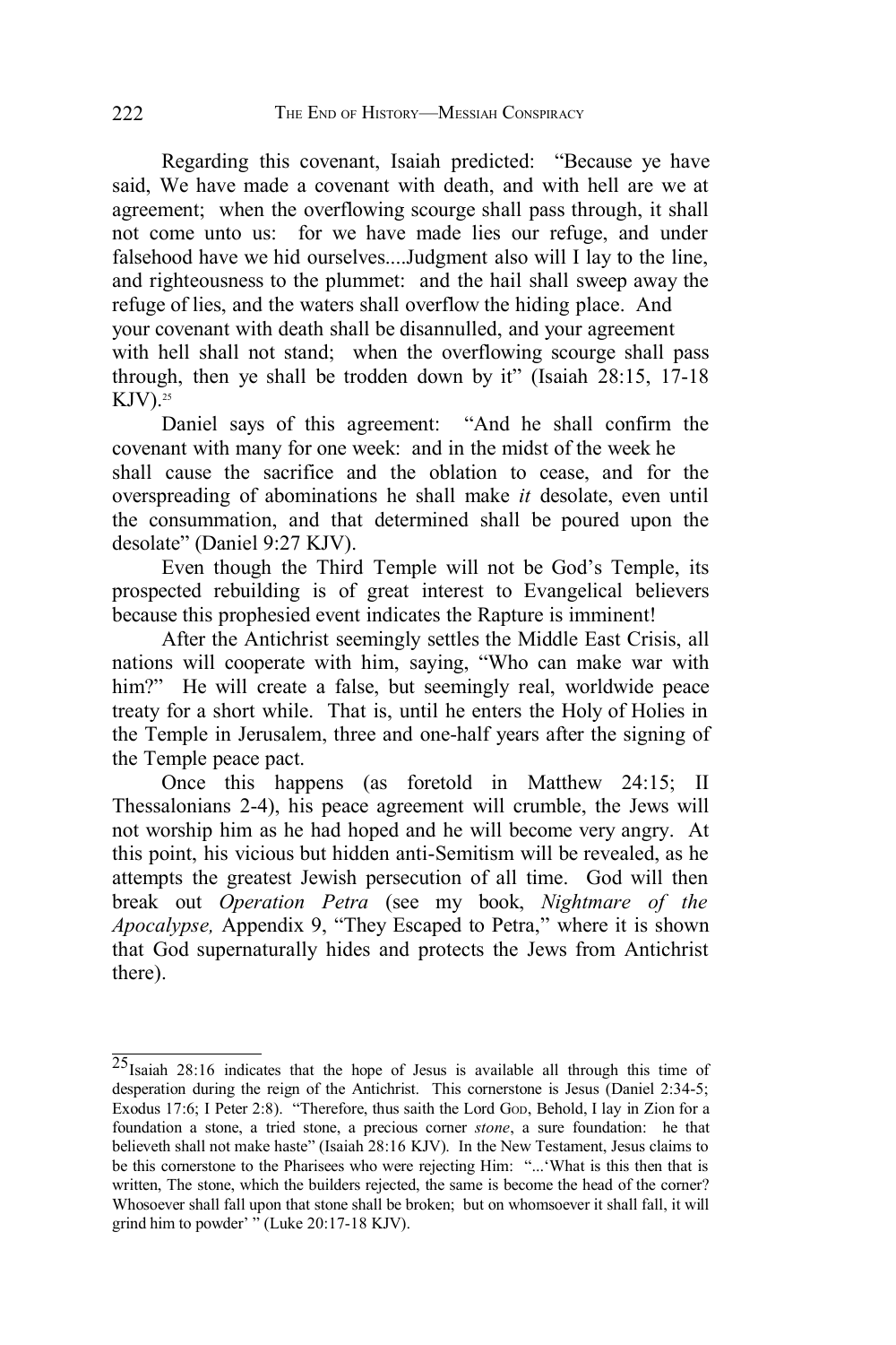Regarding this covenant, Isaiah predicted: "Because ye have said, We have made a covenant with death, and with hell are we at agreement; when the overflowing scourge shall pass through, it shall not come unto us: for we have made lies our refuge, and under falsehood have we hid ourselves....Judgment also will I lay to the line, and righteousness to the plummet: and the hail shall sweep away the refuge of lies, and the waters shall overflow the hiding place. And your covenant with death shall be disannulled, and your agreement with hell shall not stand; when the overflowing scourge shall pass through, then ye shall be trodden down by it" (Isaiah 28:15, 17-18 KJV).[25]

Daniel says of this agreement: "And he shall confirm the covenant with many for one week: and in the midst of the week he shall cause the sacrifice and the oblation to cease, and for the overspreading of abominations he shall make *it* desolate, even until the consummation, and that determined shall be poured upon the desolate" (Daniel 9:27 KJV).

Even though the Third Temple will not be God's Temple, its prospected rebuilding is of great interest to Evangelical believers because this prophesied event indicates the Rapture is imminent!

After the Antichrist seemingly settles the Middle East Crisis, all nations will cooperate with him, saying, "Who can make war with him?" He will create a false, but seemingly real, worldwide peace treaty for a short while. That is, until he enters the Holy of Holies in the Temple in Jerusalem, three and one-half years after the signing of the Temple peace pact.

Once this happens (as foretold in Matthew 24:15; II Thessalonians 2-4), his peace agreement will crumble, the Jews will not worship him as he had hoped and he will become very angry. At this point, his vicious but hidden anti-Semitism will be revealed, as he attempts the greatest Jewish persecution of all time. God will then break out *Operation Petra* (see my book, *Nightmare of the Apocalypse,* Appendix 9, "They Escaped to Petra," where it is shown that God supernaturally hides and protects the Jews from Antichrist there).

---

[25] Isaiah 28:16 indicates that the hope of Jesus is available all through this time of desperation during the reign of the Antichrist. This cornerstone is Jesus (Daniel 2:34-5; Exodus 17:6; I Peter 2:8). "Therefore, thus saith the Lord God, Behold, I lay in Zion for a foundation a stone, a tried stone, a precious corner *stone*, a sure foundation: he that believeth shall not make haste" (Isaiah 28:16 KJV). In the New Testament, Jesus claims to be this cornerstone to the Pharisees who were rejecting Him: "...'What is this then that is written, The stone, which the builders rejected, the same is become the head of the corner? Whosoever shall fall upon that stone shall be broken; but on whomsoever it shall fall, it will grind him to powder' " (Luke 20:17-18 KJV).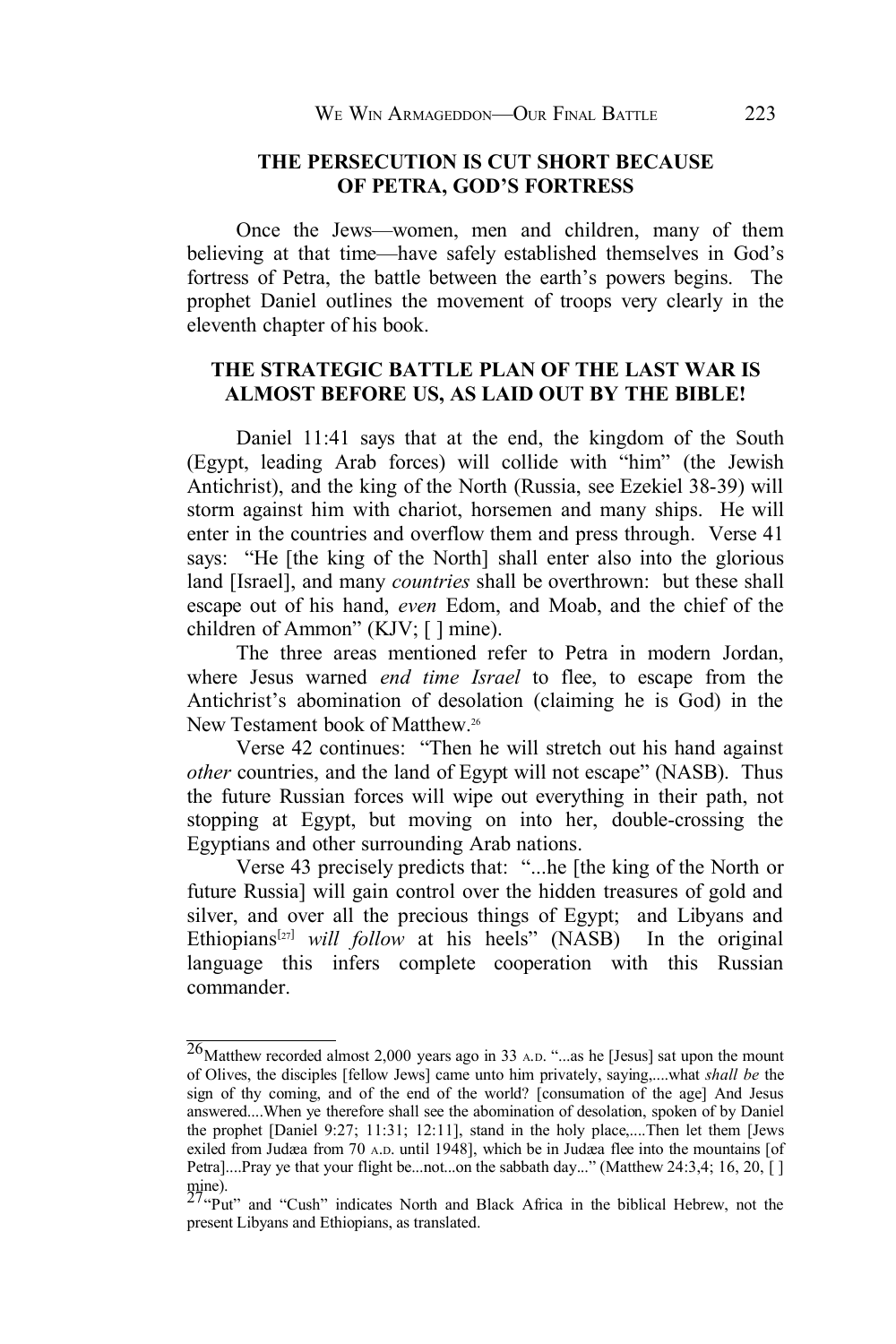## THE PERSECUTION IS CUT SHORT BECAUSE OF PETRA, GOD'S FORTRESS

Once the Jews—women, men and children, many of them believing at that time—have safely established themselves in God's fortress of Petra, the battle between the earth's powers begins. The prophet Daniel outlines the movement of troops very clearly in the eleventh chapter of his book.

## THE STRATEGIC BATTLE PLAN OF THE LAST WAR IS ALMOST BEFORE US, AS LAID OUT BY THE BIBLE!

Daniel 11:41 says that at the end, the kingdom of the South (Egypt, leading Arab forces) will collide with "him" (the Jewish Antichrist), and the king of the North (Russia, see Ezekiel 38-39) will storm against him with chariot, horsemen and many ships. He will enter in the countries and overflow them and press through. Verse 41 says: "He [the king of the North] shall enter also into the glorious land [Israel], and many *countries* shall be overthrown: but these shall escape out of his hand, *even* Edom, and Moab, and the chief of the children of Ammon" (KJV; [ ] mine).

The three areas mentioned refer to Petra in modern Jordan, where Jesus warned *end time Israel* to flee, to escape from the Antichrist's abomination of desolation (claiming he is God) in the New Testament book of Matthew.[26]

Verse 42 continues: "Then he will stretch out his hand against *other* countries, and the land of Egypt will not escape" (NASB). Thus the future Russian forces will wipe out everything in their path, not stopping at Egypt, but moving on into her, double-crossing the Egyptians and other surrounding Arab nations.

Verse 43 precisely predicts that: "...he [the king of the North or future Russia] will gain control over the hidden treasures of gold and silver, and over all the precious things of Egypt; and Libyans and Ethiopians[27] *will follow* at his heels" (NASB) In the original language this infers complete cooperation with this Russian commander.

---

[26] Matthew recorded almost 2,000 years ago in 33 A.D. "...as he [Jesus] sat upon the mount of Olives, the disciples [fellow Jews] came unto him privately, saying,....what *shall be* the sign of thy coming, and of the end of the world? [consumation of the age] And Jesus answered....When ye therefore shall see the abomination of desolation, spoken of by Daniel the prophet [Daniel 9:27; 11:31; 12:11], stand in the holy place,....Then let them [Jews exiled from Judæa from 70 A.D. until 1948], which be in Judæa flee into the mountains [of Petra]....Pray ye that your flight be...not...on the sabbath day..." (Matthew 24:3,4; 16, 20, [ ] mine).

[27] "Put" and "Cush" indicates North and Black Africa in the biblical Hebrew, not the present Libyans and Ethiopians, as translated.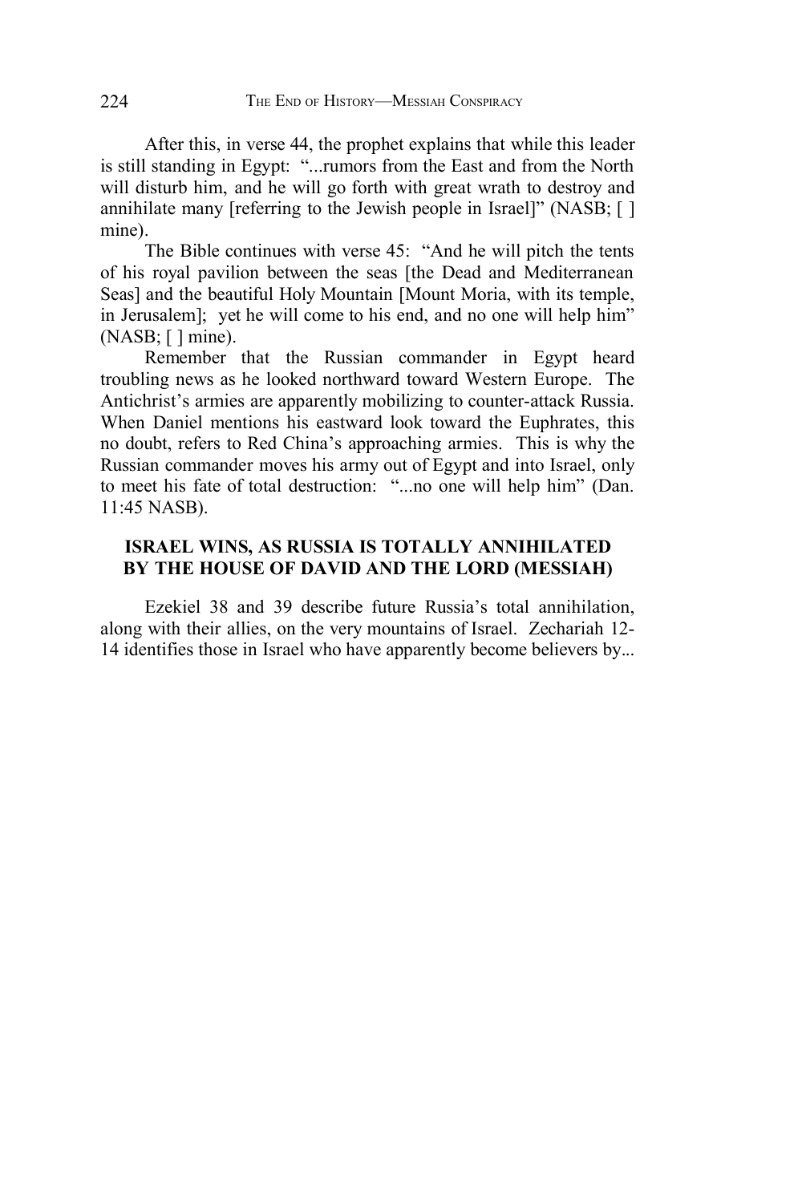After this, in verse 44, the prophet explains that while this leader is still standing in Egypt: "...rumors from the East and from the North will disturb him, and he will go forth with great wrath to destroy and annihilate many [referring to the Jewish people in Israel]" (NASB; [ ] mine).

The Bible continues with verse 45: "And he will pitch the tents of his royal pavilion between the seas [the Dead and Mediterranean Seas] and the beautiful Holy Mountain [Mount Moria, with its temple, in Jerusalem]; yet he will come to his end, and no one will help him" (NASB; [ ] mine).

Remember that the Russian commander in Egypt heard troubling news as he looked northward toward Western Europe. The Antichrist's armies are apparently mobilizing to counter-attack Russia. When Daniel mentions his eastward look toward the Euphrates, this no doubt, refers to Red China's approaching armies. This is why the Russian commander moves his army out of Egypt and into Israel, only to meet his fate of total destruction: "...no one will help him" (Dan. 11:45 NASB).

## ISRAEL WINS, AS RUSSIA IS TOTALLY ANNIHILATED BY THE HOUSE OF DAVID AND THE LORD (MESSIAH)

Ezekiel 38 and 39 describe future Russia's total annihilation, along with their allies, on the very mountains of Israel. Zechariah 12-14 identifies those in Israel who have apparently become believers by...